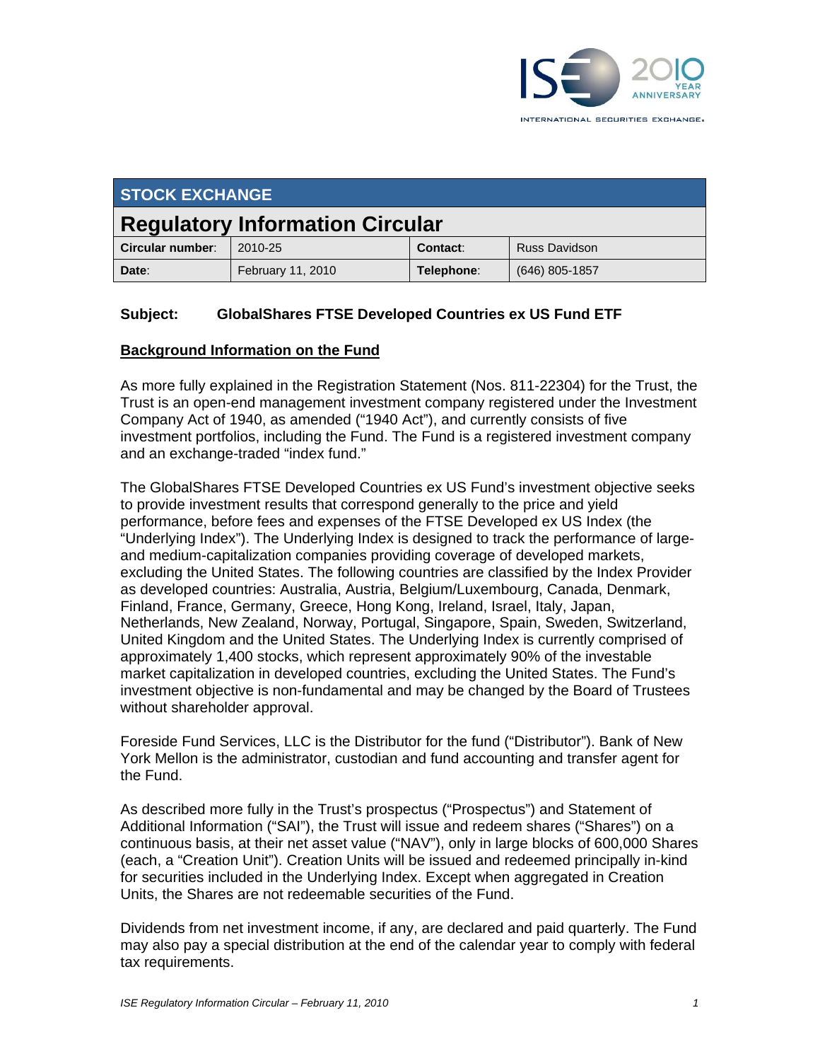## STOCK EXCHANGE

# Regulatory Information Circular

| Circular number: | 2010-25 | Contact: | Russ Davidson |
|---|---|---|---|
| Date: | February 11, 2010 | Telephone: | (646) 805-1857 |

**Subject: GlobalShares FTSE Developed Countries ex US Fund ETF**

**Background Information on the Fund**

As more fully explained in the Registration Statement (Nos. 811-22304) for the Trust, the Trust is an open-end management investment company registered under the Investment Company Act of 1940, as amended ("1940 Act"), and currently consists of five investment portfolios, including the Fund. The Fund is a registered investment company and an exchange-traded "index fund."

The GlobalShares FTSE Developed Countries ex US Fund's investment objective seeks to provide investment results that correspond generally to the price and yield performance, before fees and expenses of the FTSE Developed ex US Index (the "Underlying Index"). The Underlying Index is designed to track the performance of large- and medium-capitalization companies providing coverage of developed markets, excluding the United States. The following countries are classified by the Index Provider as developed countries: Australia, Austria, Belgium/Luxembourg, Canada, Denmark, Finland, France, Germany, Greece, Hong Kong, Ireland, Israel, Italy, Japan, Netherlands, New Zealand, Norway, Portugal, Singapore, Spain, Sweden, Switzerland, United Kingdom and the United States. The Underlying Index is currently comprised of approximately 1,400 stocks, which represent approximately 90% of the investable market capitalization in developed countries, excluding the United States. The Fund's investment objective is non-fundamental and may be changed by the Board of Trustees without shareholder approval.

Foreside Fund Services, LLC is the Distributor for the fund ("Distributor"). Bank of New York Mellon is the administrator, custodian and fund accounting and transfer agent for the Fund.

As described more fully in the Trust's prospectus ("Prospectus") and Statement of Additional Information ("SAI"), the Trust will issue and redeem shares ("Shares") on a continuous basis, at their net asset value ("NAV"), only in large blocks of 600,000 Shares (each, a "Creation Unit"). Creation Units will be issued and redeemed principally in-kind for securities included in the Underlying Index. Except when aggregated in Creation Units, the Shares are not redeemable securities of the Fund.

Dividends from net investment income, if any, are declared and paid quarterly. The Fund may also pay a special distribution at the end of the calendar year to comply with federal tax requirements.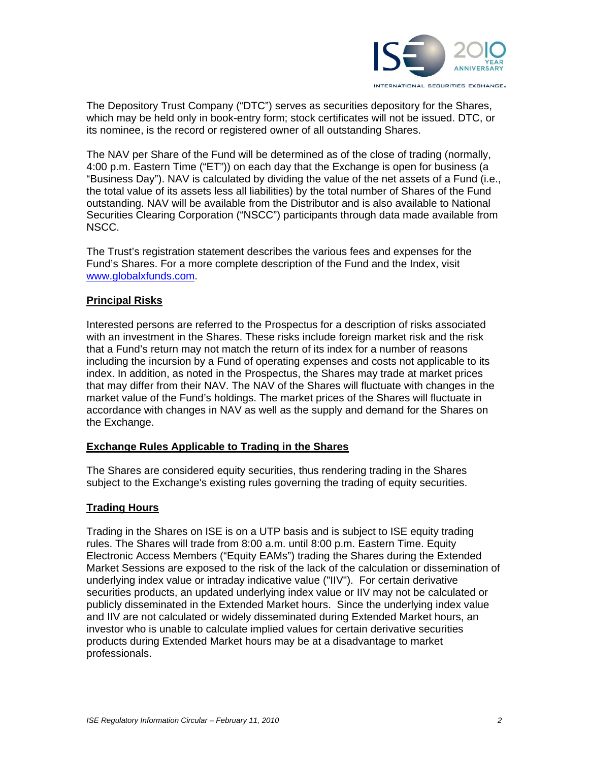The Depository Trust Company ("DTC") serves as securities depository for the Shares, which may be held only in book-entry form; stock certificates will not be issued. DTC, or its nominee, is the record or registered owner of all outstanding Shares.

The NAV per Share of the Fund will be determined as of the close of trading (normally, 4:00 p.m. Eastern Time ("ET")) on each day that the Exchange is open for business (a "Business Day"). NAV is calculated by dividing the value of the net assets of a Fund (i.e., the total value of its assets less all liabilities) by the total number of Shares of the Fund outstanding. NAV will be available from the Distributor and is also available to National Securities Clearing Corporation ("NSCC") participants through data made available from NSCC.

The Trust's registration statement describes the various fees and expenses for the Fund's Shares. For a more complete description of the Fund and the Index, visit www.globalxfunds.com.

## Principal Risks

Interested persons are referred to the Prospectus for a description of risks associated with an investment in the Shares. These risks include foreign market risk and the risk that a Fund's return may not match the return of its index for a number of reasons including the incursion by a Fund of operating expenses and costs not applicable to its index. In addition, as noted in the Prospectus, the Shares may trade at market prices that may differ from their NAV. The NAV of the Shares will fluctuate with changes in the market value of the Fund's holdings. The market prices of the Shares will fluctuate in accordance with changes in NAV as well as the supply and demand for the Shares on the Exchange.

## Exchange Rules Applicable to Trading in the Shares

The Shares are considered equity securities, thus rendering trading in the Shares subject to the Exchange's existing rules governing the trading of equity securities.

## Trading Hours

Trading in the Shares on ISE is on a UTP basis and is subject to ISE equity trading rules. The Shares will trade from 8:00 a.m. until 8:00 p.m. Eastern Time. Equity Electronic Access Members ("Equity EAMs") trading the Shares during the Extended Market Sessions are exposed to the risk of the lack of the calculation or dissemination of underlying index value or intraday indicative value ("IIV"). For certain derivative securities products, an updated underlying index value or IIV may not be calculated or publicly disseminated in the Extended Market hours. Since the underlying index value and IIV are not calculated or widely disseminated during Extended Market hours, an investor who is unable to calculate implied values for certain derivative securities products during Extended Market hours may be at a disadvantage to market professionals.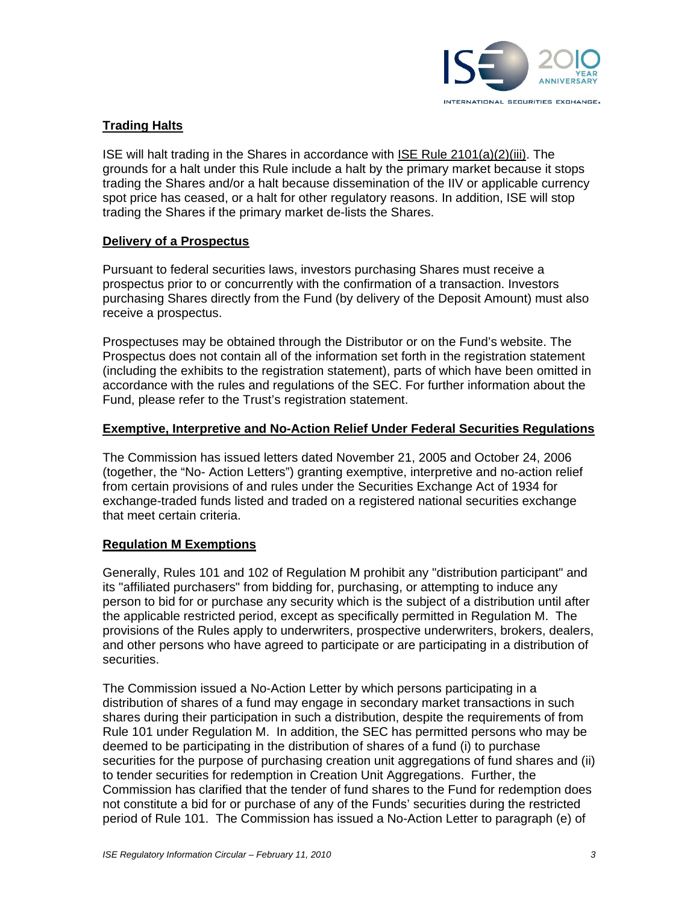## **Trading Halts**

ISE will halt trading in the Shares in accordance with ISE Rule 2101(a)(2)(iii). The grounds for a halt under this Rule include a halt by the primary market because it stops trading the Shares and/or a halt because dissemination of the IIV or applicable currency spot price has ceased, or a halt for other regulatory reasons. In addition, ISE will stop trading the Shares if the primary market de-lists the Shares.

## **Delivery of a Prospectus**

Pursuant to federal securities laws, investors purchasing Shares must receive a prospectus prior to or concurrently with the confirmation of a transaction. Investors purchasing Shares directly from the Fund (by delivery of the Deposit Amount) must also receive a prospectus.

Prospectuses may be obtained through the Distributor or on the Fund's website. The Prospectus does not contain all of the information set forth in the registration statement (including the exhibits to the registration statement), parts of which have been omitted in accordance with the rules and regulations of the SEC. For further information about the Fund, please refer to the Trust's registration statement.

## **Exemptive, Interpretive and No-Action Relief Under Federal Securities Regulations**

The Commission has issued letters dated November 21, 2005 and October 24, 2006 (together, the "No- Action Letters") granting exemptive, interpretive and no-action relief from certain provisions of and rules under the Securities Exchange Act of 1934 for exchange-traded funds listed and traded on a registered national securities exchange that meet certain criteria.

## **Regulation M Exemptions**

Generally, Rules 101 and 102 of Regulation M prohibit any "distribution participant" and its "affiliated purchasers" from bidding for, purchasing, or attempting to induce any person to bid for or purchase any security which is the subject of a distribution until after the applicable restricted period, except as specifically permitted in Regulation M. The provisions of the Rules apply to underwriters, prospective underwriters, brokers, dealers, and other persons who have agreed to participate or are participating in a distribution of securities.

The Commission issued a No-Action Letter by which persons participating in a distribution of shares of a fund may engage in secondary market transactions in such shares during their participation in such a distribution, despite the requirements of from Rule 101 under Regulation M. In addition, the SEC has permitted persons who may be deemed to be participating in the distribution of shares of a fund (i) to purchase securities for the purpose of purchasing creation unit aggregations of fund shares and (ii) to tender securities for redemption in Creation Unit Aggregations. Further, the Commission has clarified that the tender of fund shares to the Fund for redemption does not constitute a bid for or purchase of any of the Funds' securities during the restricted period of Rule 101. The Commission has issued a No-Action Letter to paragraph (e) of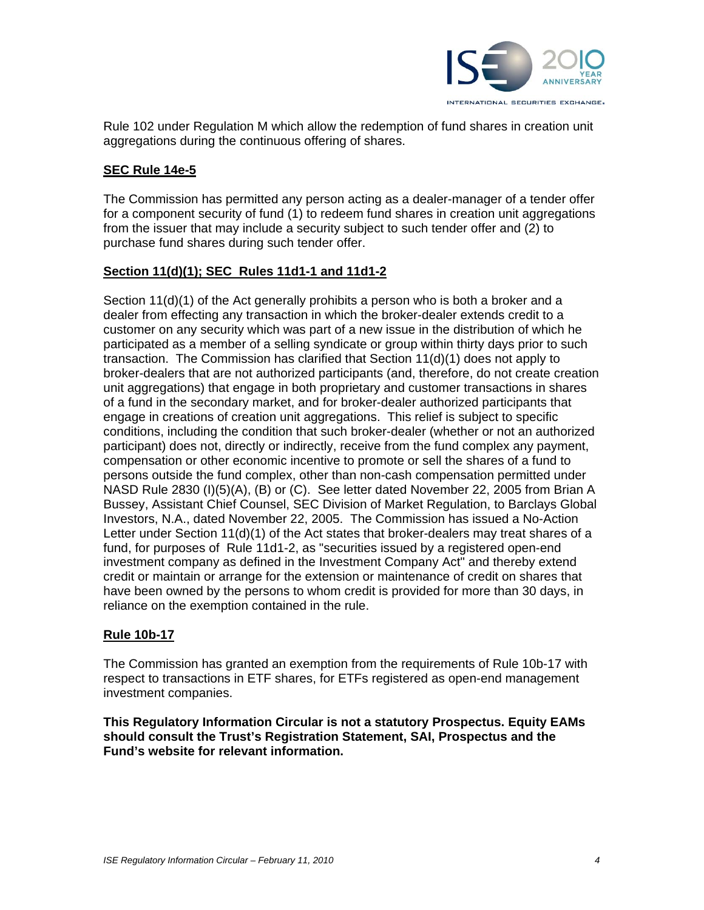Rule 102 under Regulation M which allow the redemption of fund shares in creation unit aggregations during the continuous offering of shares.

**SEC Rule 14e-5**

The Commission has permitted any person acting as a dealer-manager of a tender offer for a component security of fund (1) to redeem fund shares in creation unit aggregations from the issuer that may include a security subject to such tender offer and (2) to purchase fund shares during such tender offer.

**Section 11(d)(1); SEC Rules 11d1-1 and 11d1-2**

Section 11(d)(1) of the Act generally prohibits a person who is both a broker and a dealer from effecting any transaction in which the broker-dealer extends credit to a customer on any security which was part of a new issue in the distribution of which he participated as a member of a selling syndicate or group within thirty days prior to such transaction. The Commission has clarified that Section 11(d)(1) does not apply to broker-dealers that are not authorized participants (and, therefore, do not create creation unit aggregations) that engage in both proprietary and customer transactions in shares of a fund in the secondary market, and for broker-dealer authorized participants that engage in creations of creation unit aggregations. This relief is subject to specific conditions, including the condition that such broker-dealer (whether or not an authorized participant) does not, directly or indirectly, receive from the fund complex any payment, compensation or other economic incentive to promote or sell the shares of a fund to persons outside the fund complex, other than non-cash compensation permitted under NASD Rule 2830 (I)(5)(A), (B) or (C). See letter dated November 22, 2005 from Brian A Bussey, Assistant Chief Counsel, SEC Division of Market Regulation, to Barclays Global Investors, N.A., dated November 22, 2005. The Commission has issued a No-Action Letter under Section 11(d)(1) of the Act states that broker-dealers may treat shares of a fund, for purposes of Rule 11d1-2, as "securities issued by a registered open-end investment company as defined in the Investment Company Act" and thereby extend credit or maintain or arrange for the extension or maintenance of credit on shares that have been owned by the persons to whom credit is provided for more than 30 days, in reliance on the exemption contained in the rule.

**Rule 10b-17**

The Commission has granted an exemption from the requirements of Rule 10b-17 with respect to transactions in ETF shares, for ETFs registered as open-end management investment companies.

**This Regulatory Information Circular is not a statutory Prospectus. Equity EAMs should consult the Trust's Registration Statement, SAI, Prospectus and the Fund's website for relevant information.**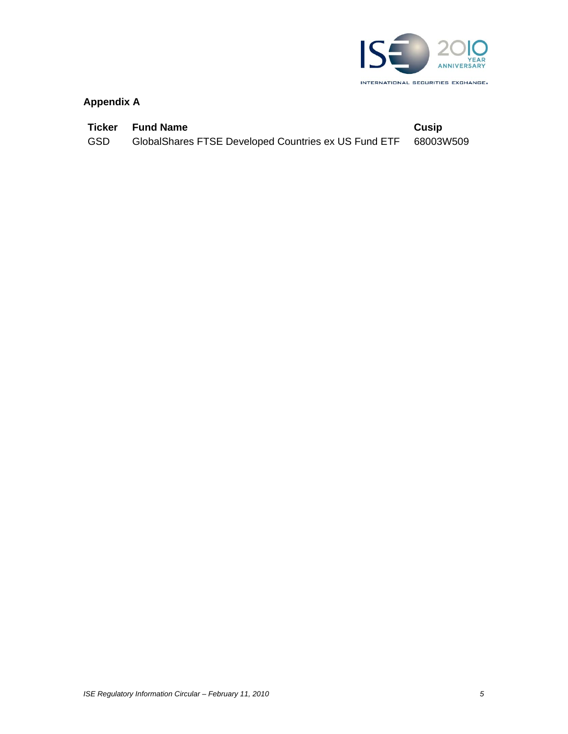## Appendix A

| Ticker | Fund Name | Cusip |
|---|---|---|
| GSD | GlobalShares FTSE Developed Countries ex US Fund ETF | 68003W509 |